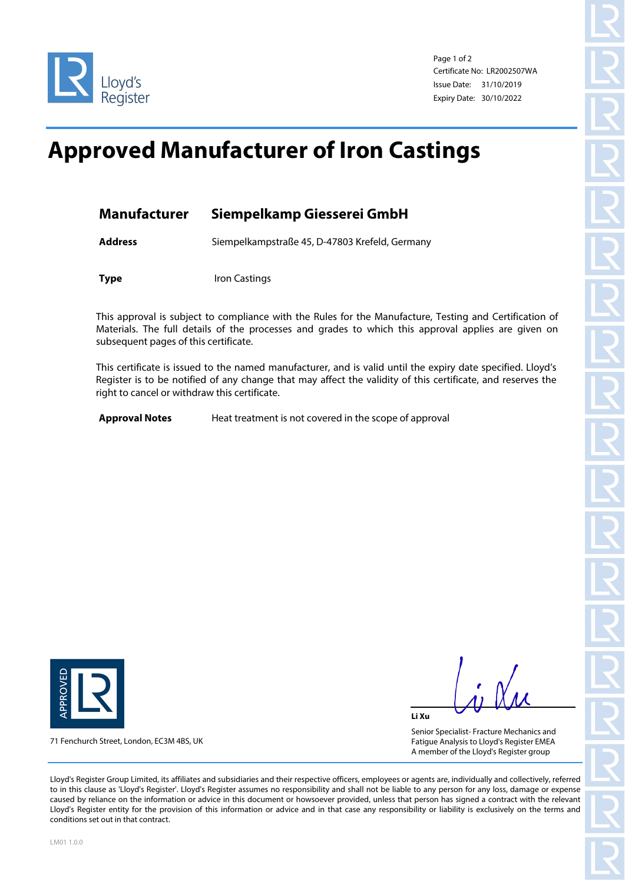Certificate No: LR2002507WA
Issue Date: 31/10/2019
Expiry Date: 30/10/2022

# Approved Manufacturer of Iron Castings

## Manufacturer Siempelkamp Giesserei GmbH

**Address** Siempelkampstraße 45, D-47803 Krefeld, Germany

**Type** Iron Castings

This approval is subject to compliance with the Rules for the Manufacture, Testing and Certification of Materials. The full details of the processes and grades to which this approval applies are given on subsequent pages of this certificate.

This certificate is issued to the named manufacturer, and is valid until the expiry date specified. Lloyd's Register is to be notified of any change that may affect the validity of this certificate, and reserves the right to cancel or withdraw this certificate.

**Approval Notes** Heat treatment is not covered in the scope of approval

71 Fenchurch Street, London, EC3M 4BS, UK

**Li Xu**

Senior Specialist- Fracture Mechanics and Fatigue Analysis to Lloyd's Register EMEA
A member of the Lloyd's Register group

Lloyd's Register Group Limited, its affiliates and subsidiaries and their respective officers, employees or agents are, individually and collectively, referred to in this clause as 'Lloyd's Register'. Lloyd's Register assumes no responsibility and shall not be liable to any person for any loss, damage or expense caused by reliance on the information or advice in this document or howsoever provided, unless that person has signed a contract with the relevant Lloyd's Register entity for the provision of this information or advice and in that case any responsibility or liability is exclusively on the terms and conditions set out in that contract.

LM01 1.0.0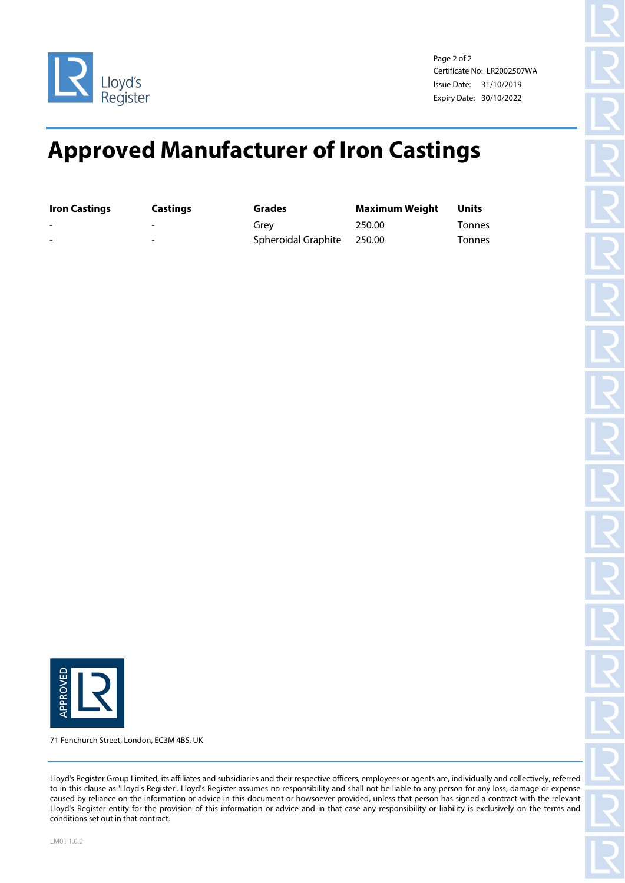Certificate No: LR2002507WA
Issue Date: 31/10/2019
Expiry Date: 30/10/2022

# Approved Manufacturer of Iron Castings

| Iron Castings | Castings | Grades | Maximum Weight | Units |
|---|---|---|---|---|
| - | - | Grey | 250.00 | Tonnes |
| - | - | Spheroidal Graphite | 250.00 | Tonnes |

71 Fenchurch Street, London, EC3M 4BS, UK

Lloyd's Register Group Limited, its affiliates and subsidiaries and their respective officers, employees or agents are, individually and collectively, referred to in this clause as 'Lloyd's Register'. Lloyd's Register assumes no responsibility and shall not be liable to any person for any loss, damage or expense caused by reliance on the information or advice in this document or howsoever provided, unless that person has signed a contract with the relevant Lloyd's Register entity for the provision of this information or advice and in that case any responsibility or liability is exclusively on the terms and conditions set out in that contract.

LM01 1.0.0